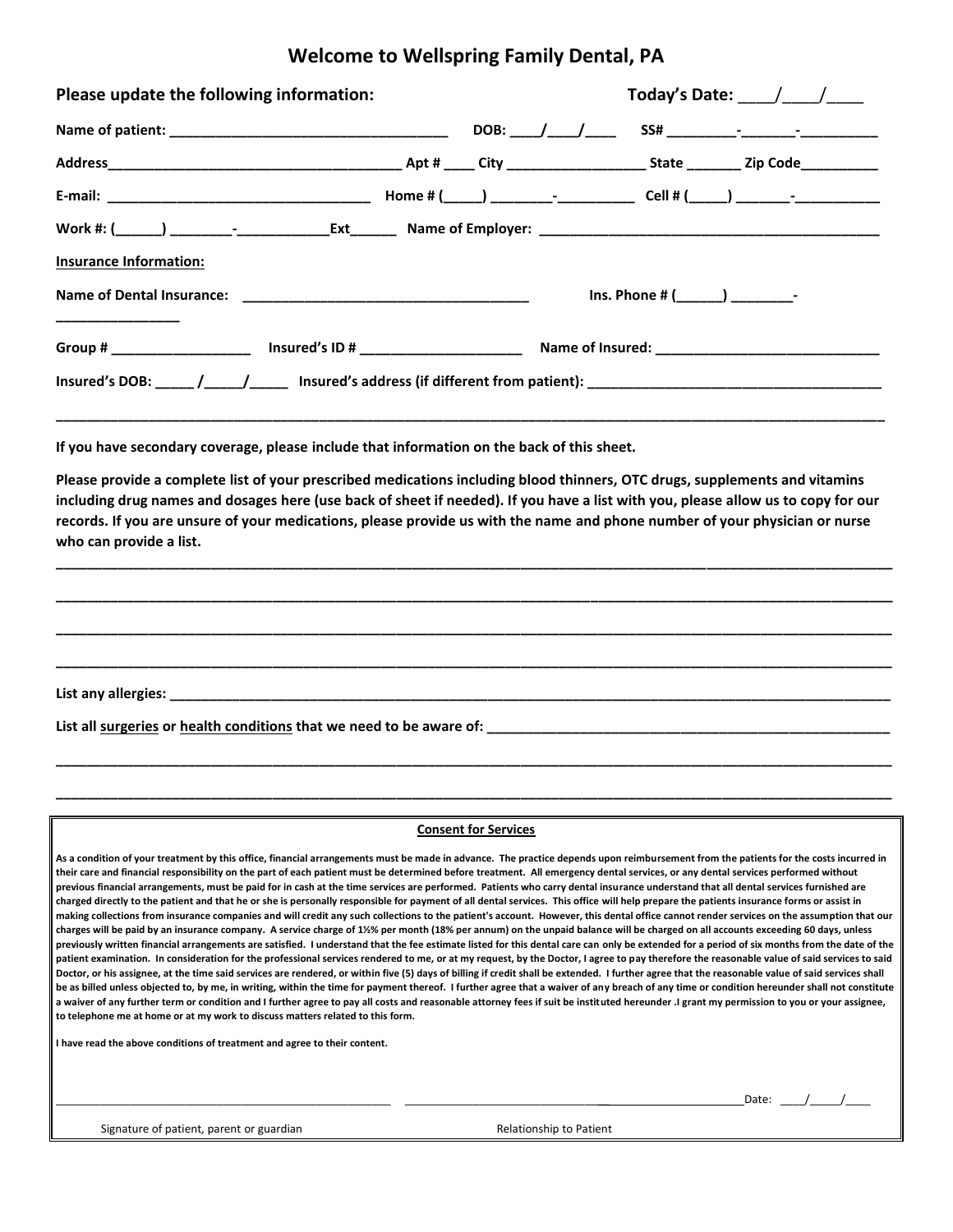# Welcome to Wellspring Family Dental, PA

**Please update the following information:** **Today's Date: ____/____/____**

**Name of patient: ___________________________________ DOB: ____/____/____ SS# _________-_______-__________**

**Address_____________________________________ Apt # ____ City _________________ State _______ Zip Code_________**

**E-mail: _________________________________ Home # (_____) ________-_________ Cell # (_____) _______-___________**

**Work #: (______) ________-___________Ext______ Name of Employer: ___________________________________________**

**Insurance Information:**

**Name of Dental Insurance: ____________________________________ Ins. Phone # (______) ________-________________**

**Group # _________________ Insured's ID # ____________________ Name of Insured: ____________________________**

**Insured's DOB: _____ /_____/_____ Insured's address (if different from patient): ____________________________________**

**_____________________________________________________________________________________________________**

**If you have secondary coverage, please include that information on the back of this sheet.**

**Please provide a complete list of your prescribed medications including blood thinners, OTC drugs, supplements and vitamins including drug names and dosages here (use back of sheet if needed). If you have a list with you, please allow us to copy for our records. If you are unsure of your medications, please provide us with the name and phone number of your physician or nurse who can provide a list.**

_____________________________________________________________________________________________________

_____________________________________________________________________________________________________

_____________________________________________________________________________________________________

_____________________________________________________________________________________________________

**List any allergies: ______________________________________________________________________________________**

**List all <u>surgeries</u> or <u>health conditions</u> that we need to be aware of: ____________________________________________________**

_____________________________________________________________________________________________________

_____________________________________________________________________________________________________

**<u>Consent for Services</u>**

**As a condition of your treatment by this office, financial arrangements must be made in advance. The practice depends upon reimbursement from the patients for the costs incurred in their care and financial responsibility on the part of each patient must be determined before treatment. All emergency dental services, or any dental services performed without previous financial arrangements, must be paid for in cash at the time services are performed. Patients who carry dental insurance understand that all dental services furnished are charged directly to the patient and that he or she is personally responsible for payment of all dental services. This office will help prepare the patients insurance forms or assist in making collections from insurance companies and will credit any such collections to the patient's account. However, this dental office cannot render services on the assumption that our charges will be paid by an insurance company. A service charge of 1½% per month (18% per annum) on the unpaid balance will be charged on all accounts exceeding 60 days, unless previously written financial arrangements are satisfied. I understand that the fee estimate listed for this dental care can only be extended for a period of six months from the date of the patient examination. In consideration for the professional services rendered to me, or at my request, by the Doctor, I agree to pay therefore the reasonable value of said services to said Doctor, or his assignee, at the time said services are rendered, or within five (5) days of billing if credit shall be extended. I further agree that the reasonable value of said services shall be as billed unless objected to, by me, in writing, within the time for payment thereof. I further agree that a waiver of any breach of any time or condition hereunder shall not constitute a waiver of any further term or condition and I further agree to pay all costs and reasonable attorney fees if suit be instituted hereunder .I grant my permission to you or your assignee, to telephone me at home or at my work to discuss matters related to this form.**

**I have read the above conditions of treatment and agree to their content.**

_____________________________________________ _____________________________________________Date: ____/_____/____

Signature of patient, parent or guardian Relationship to Patient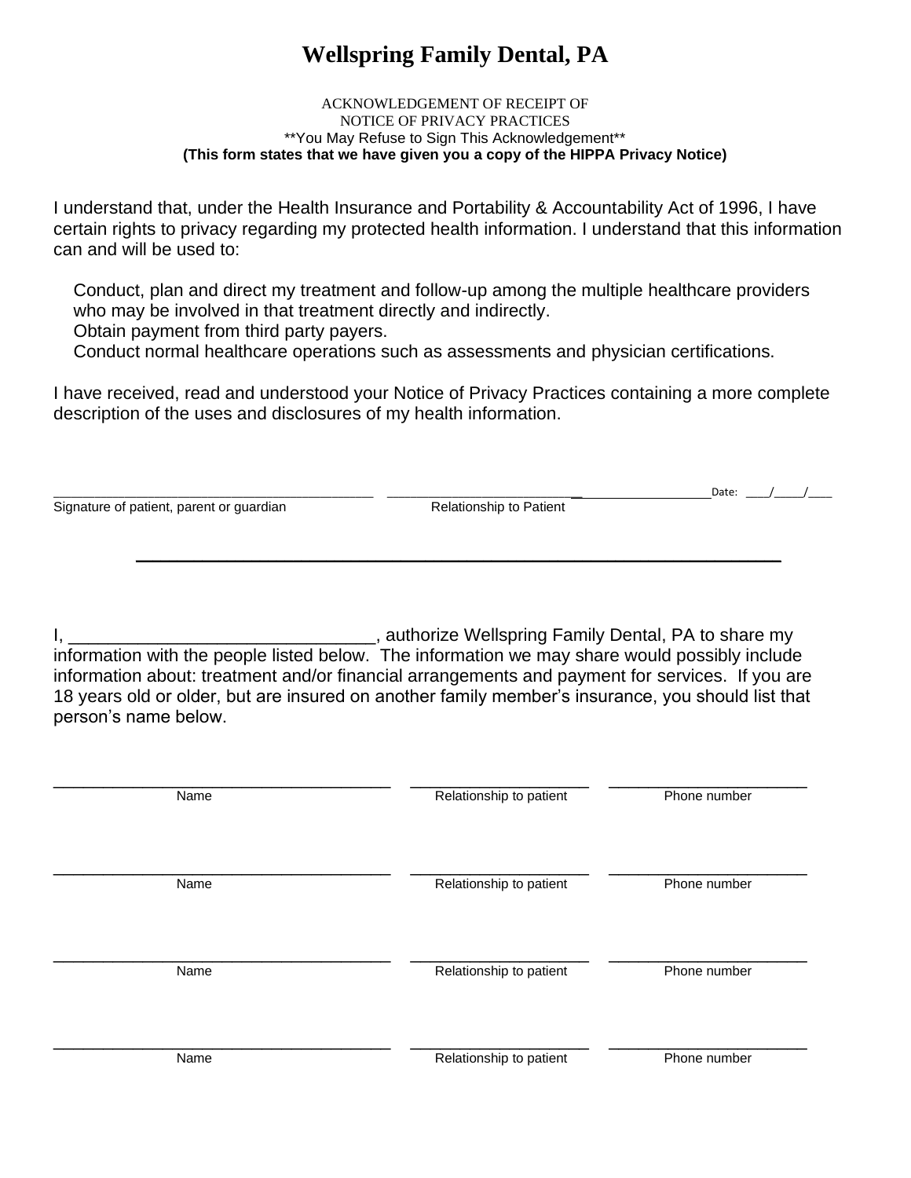# Wellspring Family Dental, PA

ACKNOWLEDGEMENT OF RECEIPT OF
NOTICE OF PRIVACY PRACTICES
**You May Refuse to Sign This Acknowledgement**
**(This form states that we have given you a copy of the HIPPA Privacy Notice)**

I understand that, under the Health Insurance and Portability & Accountability Act of 1996, I have certain rights to privacy regarding my protected health information. I understand that this information can and will be used to:

Conduct, plan and direct my treatment and follow-up among the multiple healthcare providers who may be involved in that treatment directly and indirectly.
Obtain payment from third party payers.
Conduct normal healthcare operations such as assessments and physician certifications.

I have received, read and understood your Notice of Privacy Practices containing a more complete description of the uses and disclosures of my health information.

_________________________________________ _________________________________ Date: ____/_____/____
Signature of patient, parent or guardian Relationship to Patient

---

I, ________________________________, authorize Wellspring Family Dental, PA to share my information with the people listed below. The information we may share would possibly include information about: treatment and/or financial arrangements and payment for services. If you are 18 years old or older, but are insured on another family member's insurance, you should list that person's name below.

| Name | Relationship to patient | Phone number |
|---|---|---|
| | | |
| | | |
| | | |
| | | |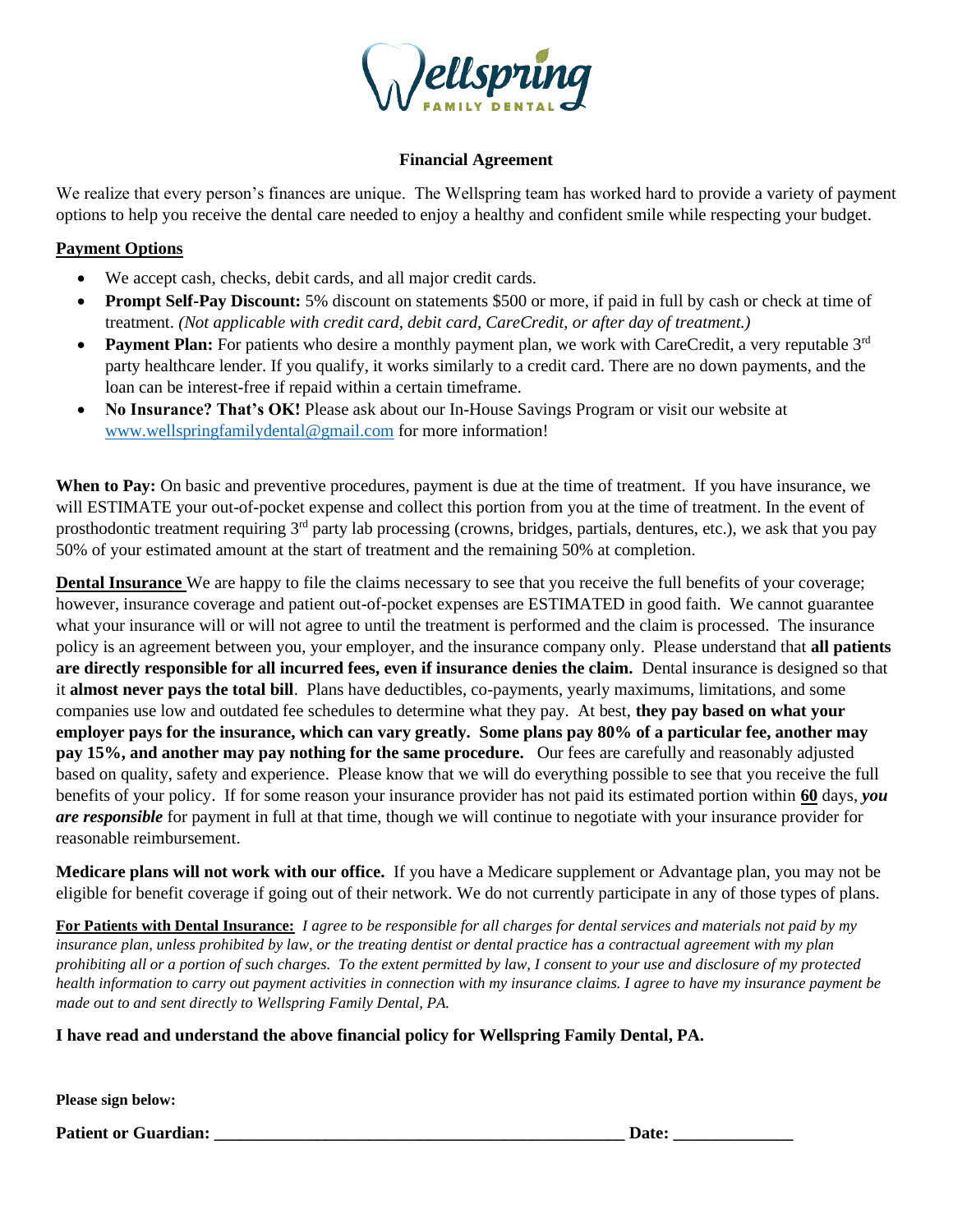**Wellspring FAMILY DENTAL**

## Financial Agreement

We realize that every person's finances are unique. The Wellspring team has worked hard to provide a variety of payment options to help you receive the dental care needed to enjoy a healthy and confident smile while respecting your budget.

**Payment Options**

- We accept cash, checks, debit cards, and all major credit cards.
- **Prompt Self-Pay Discount:** 5% discount on statements $500 or more, if paid in full by cash or check at time of treatment. *(Not applicable with credit card, debit card, CareCredit, or after day of treatment.)*
- **Payment Plan:** For patients who desire a monthly payment plan, we work with CareCredit, a very reputable 3rd party healthcare lender. If you qualify, it works similarly to a credit card. There are no down payments, and the loan can be interest-free if repaid within a certain timeframe.
- **No Insurance? That's OK!** Please ask about our In-House Savings Program or visit our website at www.wellspringfamilydental@gmail.com for more information!

**When to Pay:** On basic and preventive procedures, payment is due at the time of treatment. If you have insurance, we will ESTIMATE your out-of-pocket expense and collect this portion from you at the time of treatment. In the event of prosthodontic treatment requiring 3rd party lab processing (crowns, bridges, partials, dentures, etc.), we ask that you pay 50% of your estimated amount at the start of treatment and the remaining 50% at completion.

**Dental Insurance** We are happy to file the claims necessary to see that you receive the full benefits of your coverage; however, insurance coverage and patient out-of-pocket expenses are ESTIMATED in good faith. We cannot guarantee what your insurance will or will not agree to until the treatment is performed and the claim is processed. The insurance policy is an agreement between you, your employer, and the insurance company only. Please understand that **all patients are directly responsible for all incurred fees, even if insurance denies the claim.** Dental insurance is designed so that it **almost never pays the total bill**. Plans have deductibles, co-payments, yearly maximums, limitations, and some companies use low and outdated fee schedules to determine what they pay. At best, **they pay based on what your employer pays for the insurance, which can vary greatly. Some plans pay 80% of a particular fee, another may pay 15%, and another may pay nothing for the same procedure.** Our fees are carefully and reasonably adjusted based on quality, safety and experience. Please know that we will do everything possible to see that you receive the full benefits of your policy. If for some reason your insurance provider has not paid its estimated portion within **60** days, ***you are responsible*** for payment in full at that time, though we will continue to negotiate with your insurance provider for reasonable reimbursement.

**Medicare plans will not work with our office.** If you have a Medicare supplement or Advantage plan, you may not be eligible for benefit coverage if going out of their network. We do not currently participate in any of those types of plans.

**For Patients with Dental Insurance:** *I agree to be responsible for all charges for dental services and materials not paid by my insurance plan, unless prohibited by law, or the treating dentist or dental practice has a contractual agreement with my plan prohibiting all or a portion of such charges. To the extent permitted by law, I consent to your use and disclosure of my protected health information to carry out payment activities in connection with my insurance claims. I agree to have my insurance payment be made out to and sent directly to Wellspring Family Dental, PA.*

**I have read and understand the above financial policy for Wellspring Family Dental, PA.**

**Please sign below:**

**Patient or Guardian:** _______________________________________________ **Date:** _____________